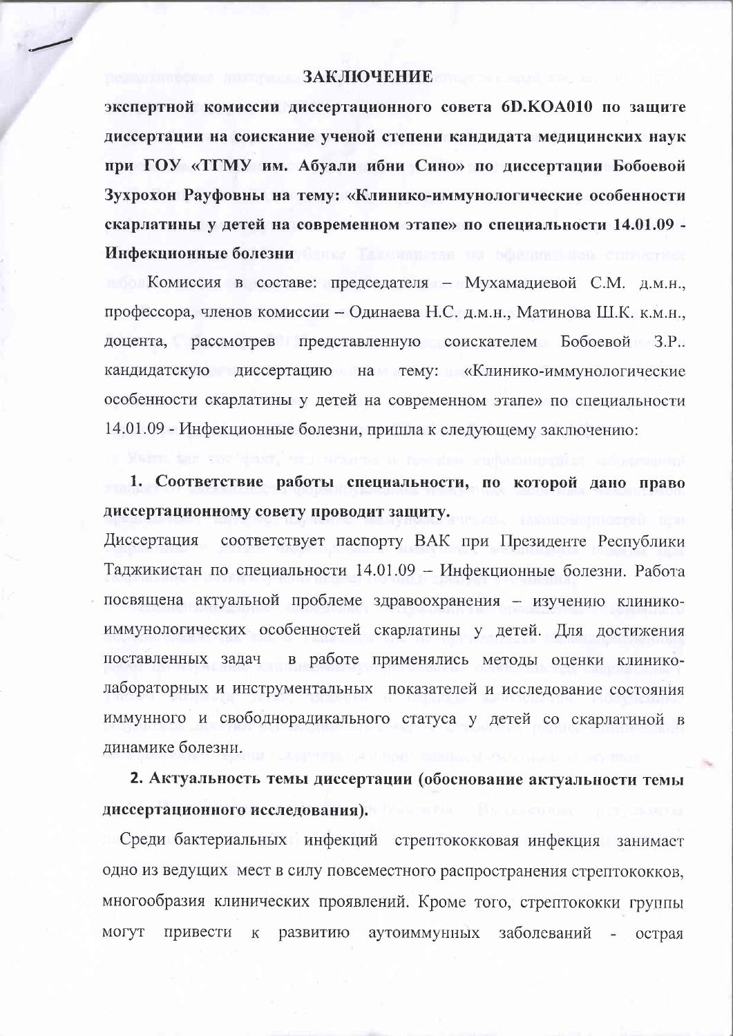**ЗАКЛЮЧЕНИЕ**

**экспертной комиссии диссертационного совета 6D.KOA010 по защите диссертации на соискание ученой степени кандидата медицинских наук при ГОУ «ТГМУ им. Абуали ибни Сино» по диссертации Бобоевой Зухрохон Рауфовны на тему: «Клинико-иммунологические особенности скарлатины у детей на современном этапе» по специальности 14.01.09 - Инфекционные болезни**

Комиссия в составе: председателя – Мухамадиевой С.М. д.м.н., профессора, членов комиссии – Одинаева Н.С. д.м.н., Матинова Ш.К. к.м.н., доцента, рассмотрев представленную соискателем Бобоевой З.Р.. кандидатскую диссертацию на тему: «Клинико-иммунологические особенности скарлатины у детей на современном этапе» по специальности 14.01.09 - Инфекционные болезни, пришла к следующему заключению:

**1. Соответствие работы специальности, по которой дано право диссертационному совету проводит защиту.**

Диссертация соответствует паспорту ВАК при Президенте Республики Таджикистан по специальности 14.01.09 – Инфекционные болезни. Работа посвящена актуальной проблеме здравоохранения – изучению клинико-иммунологических особенностей скарлатины у детей. Для достижения поставленных задач в работе применялись методы оценки клинико-лабораторных и инструментальных показателей и исследование состояния иммунного и свободнорадикального статуса у детей со скарлатиной в динамике болезни.

**2. Актуальность темы диссертации (обоснование актуальности темы диссертационного исследования).**

Среди бактериальных инфекций стрептококковая инфекция занимает одно из ведущих мест в силу повсеместного распространения стрептококков, многообразия клинических проявлений. Кроме того, стрептококки группы могут привести к развитию аутоиммунных заболеваний - острая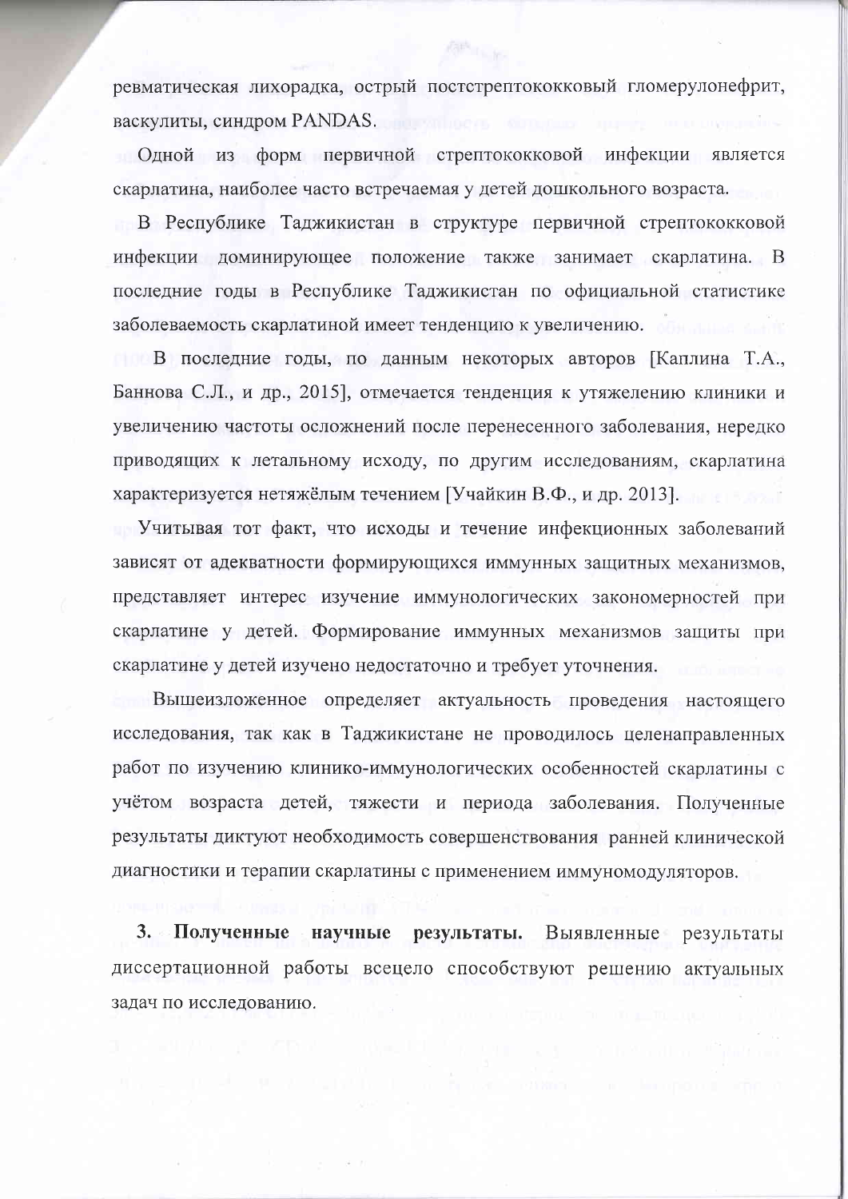ревматическая лихорадка, острый постстрептококковый гломерулонефрит, васкулиты, синдром PANDAS.

Одной из форм первичной стрептококковой инфекции является скарлатина, наиболее часто встречаемая у детей дошкольного возраста.

В Республике Таджикистан в структуре первичной стрептококковой инфекции доминирующее положение также занимает скарлатина. В последние годы в Республике Таджикистан по официальной статистике заболеваемость скарлатиной имеет тенденцию к увеличению.

В последние годы, по данным некоторых авторов [Каплина Т.А., Баннова С.Л., и др., 2015], отмечается тенденция к утяжелению клиники и увеличению частоты осложнений после перенесенного заболевания, нередко приводящих к летальному исходу, по другим исследованиям, скарлатина характеризуется нетяжёлым течением [Учайкин В.Ф., и др. 2013].

Учитывая тот факт, что исходы и течение инфекционных заболеваний зависят от адекватности формирующихся иммунных защитных механизмов, представляет интерес изучение иммунологических закономерностей при скарлатине у детей. Формирование иммунных механизмов защиты при скарлатине у детей изучено недостаточно и требует уточнения.

Вышеизложенное определяет актуальность проведения настоящего исследования, так как в Таджикистане не проводилось целенаправленных работ по изучению клинико-иммунологических особенностей скарлатины с учётом возраста детей, тяжести и периода заболевания. Полученные результаты диктуют необходимость совершенствования ранней клинической диагностики и терапии скарлатины с применением иммуномодуляторов.

**3. Полученные научные результаты.** Выявленные результаты диссертационной работы всецело способствуют решению актуальных задач по исследованию.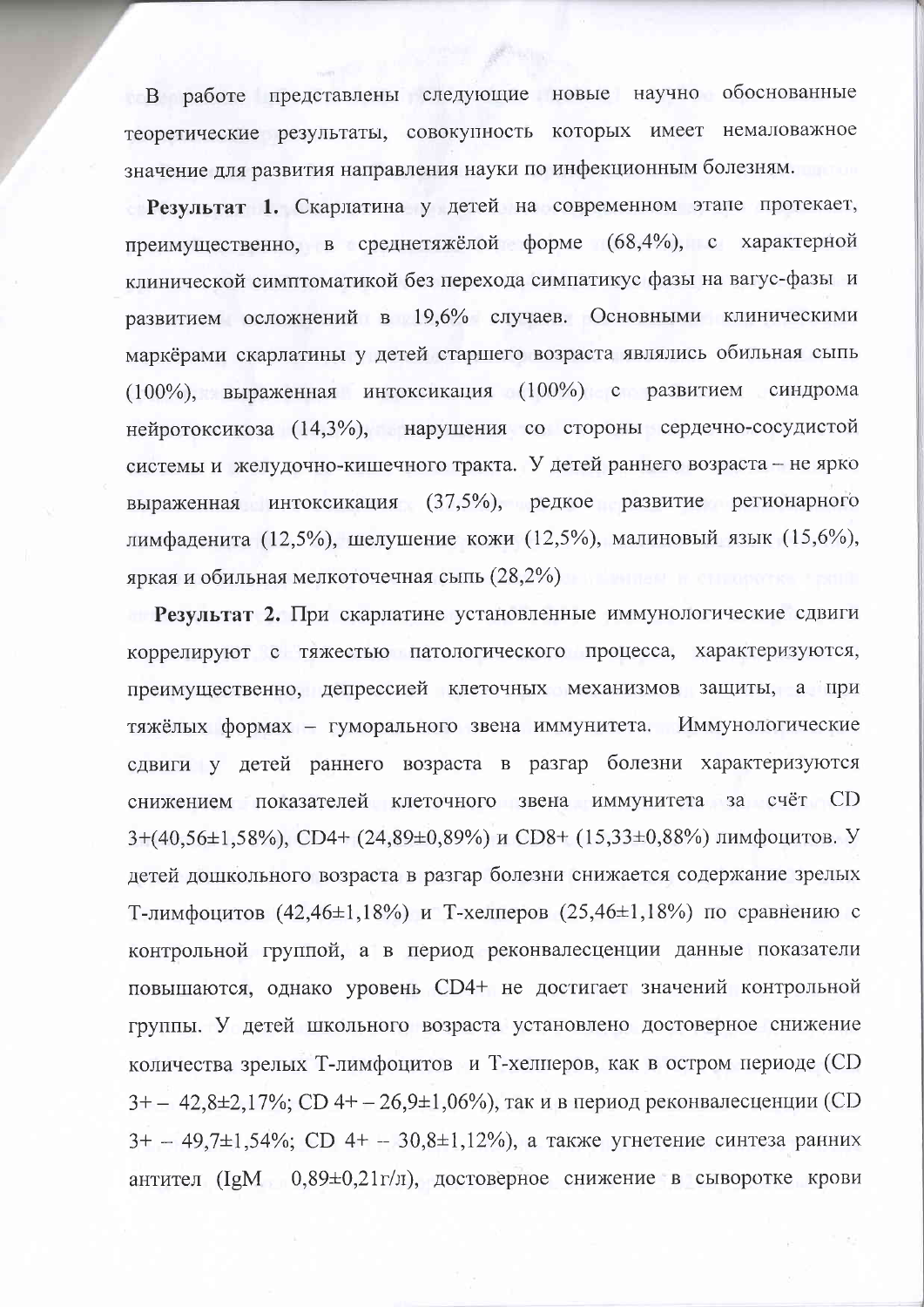В работе представлены следующие новые научно обоснованные теоретические результаты, совокупность которых имеет немаловажное значение для развития направления науки по инфекционным болезням.

**Результат 1.** Скарлатина у детей на современном этапе протекает, преимущественно, в среднетяжёлой форме (68,4%), с характерной клинической симптоматикой без перехода симпатикус фазы на вагус-фазы и развитием осложнений в 19,6% случаев. Основными клиническими маркёрами скарлатины у детей старшего возраста являлись обильная сыпь (100%), выраженная интоксикация (100%) с развитием синдрома нейротоксикоза (14,3%), нарушения со стороны сердечно-сосудистой системы и желудочно-кишечного тракта. У детей раннего возраста – не ярко выраженная интоксикация (37,5%), редкое развитие регионарного лимфаденита (12,5%), шелушение кожи (12,5%), малиновый язык (15,6%), яркая и обильная мелкоточечная сыпь (28,2%)

**Результат 2.** При скарлатине установленные иммунологические сдвиги коррелируют с тяжестью патологического процесса, характеризуются, преимущественно, депрессией клеточных механизмов защиты, а при тяжёлых формах – гуморального звена иммунитета. Иммунологические сдвиги у детей раннего возраста в разгар болезни характеризуются снижением показателей клеточного звена иммунитета за счёт CD 3+(40,56±1,58%), CD4+ (24,89±0,89%) и CD8+ (15,33±0,88%) лимфоцитов. У детей дошкольного возраста в разгар болезни снижается содержание зрелых Т-лимфоцитов (42,46±1,18%) и Т-хелперов (25,46±1,18%) по сравнению с контрольной группой, а в период реконвалесценции данные показатели повышаются, однако уровень CD4+ не достигает значений контрольной группы. У детей школьного возраста установлено достоверное снижение количества зрелых Т-лимфоцитов и Т-хелперов, как в остром периоде (CD 3+ – 42,8±2,17%; CD 4+ – 26,9±1,06%), так и в период реконвалесценции (CD 3+ – 49,7±1,54%; CD 4+ – 30,8±1,12%), а также угнетение синтеза ранних антител (IgM 0,89±0,21г/л), достоверное снижение в сыворотке крови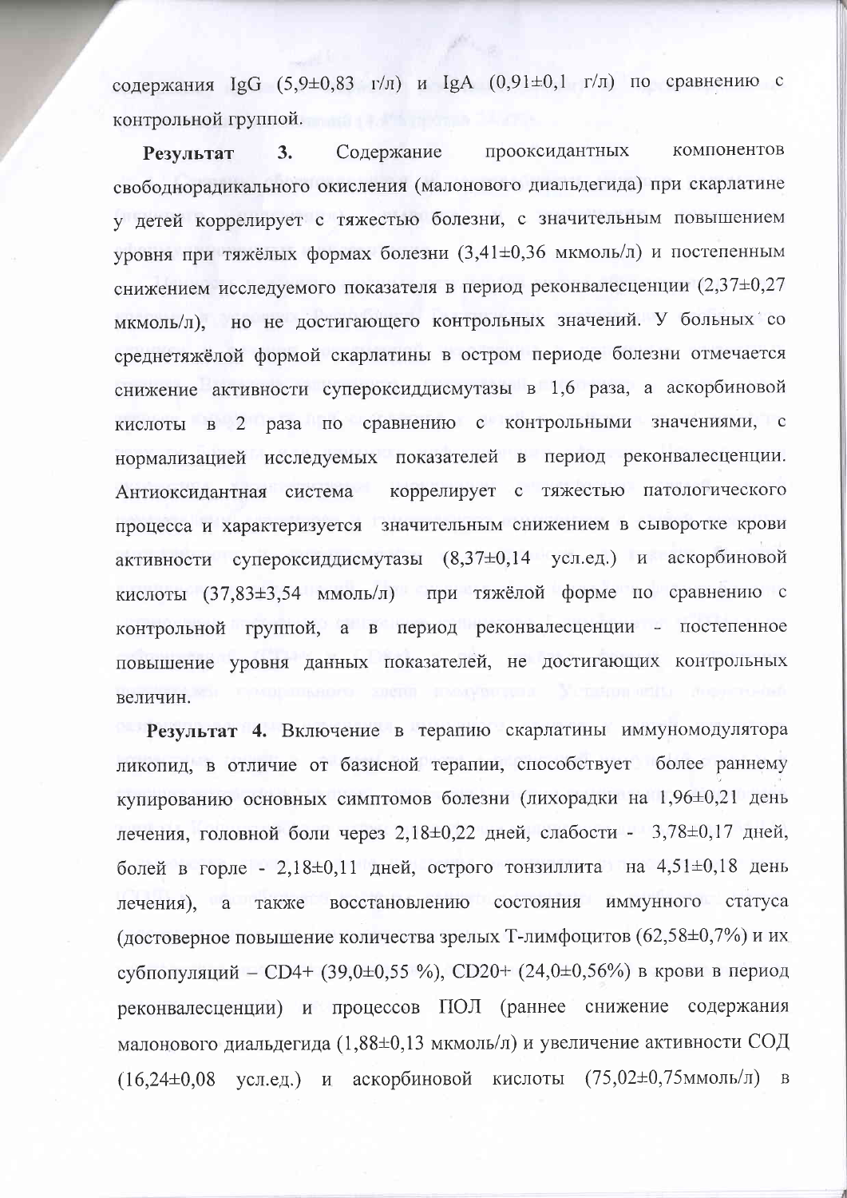содержания IgG (5,9±0,83 г/л) и IgA (0,91±0,1 г/л) по сравнению с контрольной группой.

**Результат 3.** Содержание прооксидантных компонентов свободнорадикального окисления (малонового диальдегида) при скарлатине у детей коррелирует с тяжестью болезни, с значительным повышением уровня при тяжёлых формах болезни (3,41±0,36 мкмоль/л) и постепенным снижением исследуемого показателя в период реконвалесценции (2,37±0,27 мкмоль/л), но не достигающего контрольных значений. У больных со среднетяжёлой формой скарлатины в остром периоде болезни отмечается снижение активности супероксиддисмутазы в 1,6 раза, а аскорбиновой кислоты в 2 раза по сравнению с контрольными значениями, с нормализацией исследуемых показателей в период реконвалесценции. Антиоксидантная система коррелирует с тяжестью патологического процесса и характеризуется значительным снижением в сыворотке крови активности супероксиддисмутазы (8,37±0,14 усл.ед.) и аскорбиновой кислоты (37,83±3,54 ммоль/л) при тяжёлой форме по сравнению с контрольной группой, а в период реконвалесценции - постепенное повышение уровня данных показателей, не достигающих контрольных величин.

**Результат 4.** Включение в терапию скарлатины иммуномодулятора ликопид, в отличие от базисной терапии, способствует более раннему купированию основных симптомов болезни (лихорадки на 1,96±0,21 день лечения, головной боли через 2,18±0,22 дней, слабости - 3,78±0,17 дней, болей в горле - 2,18±0,11 дней, острого тонзиллита на 4,51±0,18 день лечения), а также восстановлению состояния иммунного статуса (достоверное повышение количества зрелых Т-лимфоцитов (62,58±0,7%) и их субпопуляций – CD4+ (39,0±0,55 %), CD20+ (24,0±0,56%) в крови в период реконвалесценции) и процессов ПОЛ (раннее снижение содержания малонового диальдегида (1,88±0,13 мкмоль/л) и увеличение активности СОД (16,24±0,08 усл.ед.) и аскорбиновой кислоты (75,02±0,75ммоль/л) в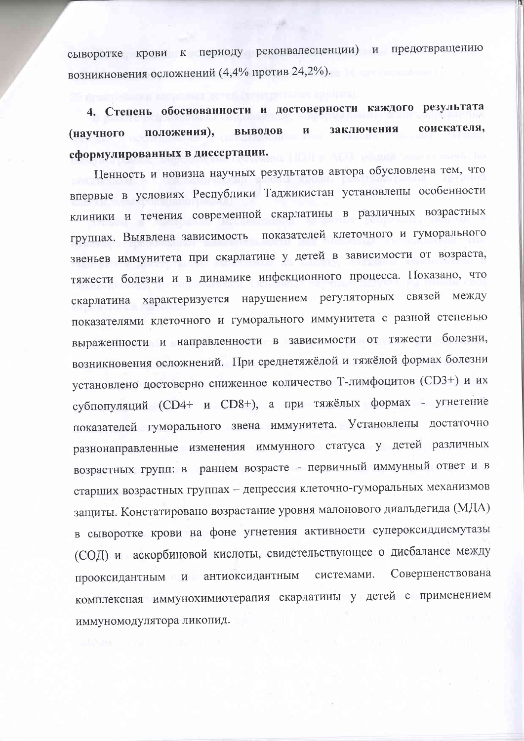сыворотке крови к периоду реконвалесценции) и предотвращению возникновения осложнений (4,4% против 24,2%).

**4. Степень обоснованности и достоверности каждого результата (научного положения), выводов и заключения соискателя, сформулированных в диссертации.**

Ценность и новизна научных результатов автора обусловлена тем, что впервые в условиях Республики Таджикистан установлены особенности клиники и течения современной скарлатины в различных возрастных группах. Выявлена зависимость показателей клеточного и гуморального звеньев иммунитета при скарлатине у детей в зависимости от возраста, тяжести болезни и в динамике инфекционного процесса. Показано, что скарлатина характеризуется нарушением регуляторных связей между показателями клеточного и гуморального иммунитета с разной степенью выраженности и направленности в зависимости от тяжести болезни, возникновения осложнений. При среднетяжёлой и тяжёлой формах болезни установлено достоверно сниженное количество Т-лимфоцитов (CD3+) и их субпопуляций (CD4+ и CD8+), а при тяжёлых формах - угнетение показателей гуморального звена иммунитета. Установлены достаточно разнонаправленные изменения иммунного статуса у детей различных возрастных групп: в раннем возрасте – первичный иммунный ответ и в старших возрастных группах – депрессия клеточно-гуморальных механизмов защиты. Констатировано возрастание уровня малонового диальдегида (МДА) в сыворотке крови на фоне угнетения активности супероксиддисмутазы (СОД) и аскорбиновой кислоты, свидетельствующее о дисбалансе между прооксидантным и антиоксидантным системами. Совершенствована комплексная иммунохимиотерапия скарлатины у детей с применением иммуномодулятора ликопид.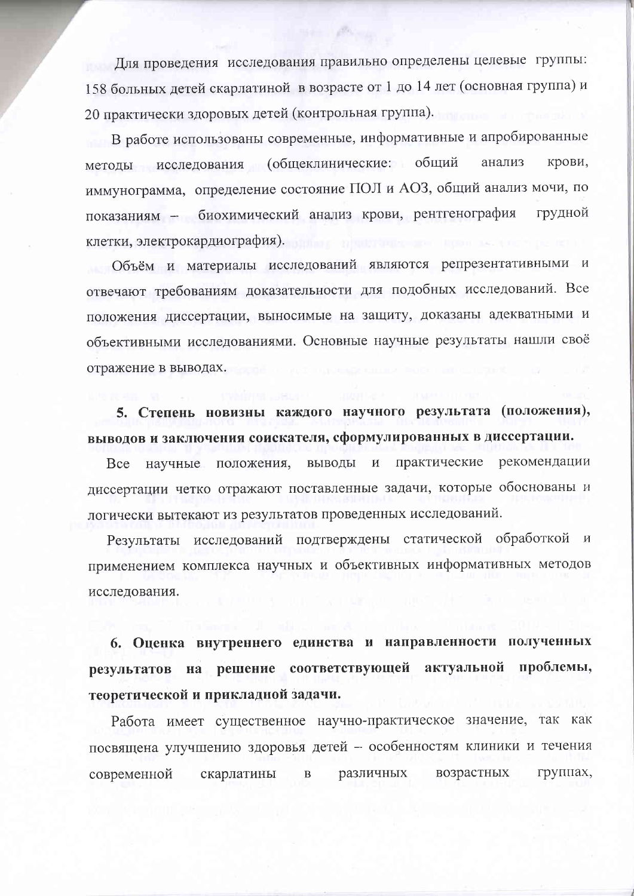Для проведения исследования правильно определены целевые группы: 158 больных детей скарлатиной в возрасте от 1 до 14 лет (основная группа) и 20 практически здоровых детей (контрольная группа).

В работе использованы современные, информативные и апробированные методы исследования (общеклинические: общий анализ крови, иммунограмма, определение состояние ПОЛ и АОЗ, общий анализ мочи, по показаниям – биохимический анализ крови, рентгенография грудной клетки, электрокардиография).

Объём и материалы исследований являются репрезентативными и отвечают требованиям доказательности для подобных исследований. Все положения диссертации, выносимые на защиту, доказаны адекватными и объективными исследованиями. Основные научные результаты нашли своё отражение в выводах.

**5. Степень новизны каждого научного результата (положения), выводов и заключения соискателя, сформулированных в диссертации.**

Все научные положения, выводы и практические рекомендации диссертации четко отражают поставленные задачи, которые обоснованы и логически вытекают из результатов проведенных исследований.

Результаты исследований подтверждены статической обработкой и применением комплекса научных и объективных информативных методов исследования.

**6. Оценка внутреннего единства и направленности полученных результатов на решение соответствующей актуальной проблемы, теоретической и прикладной задачи.**

Работа имеет существенное научно-практическое значение, так как посвящена улучшению здоровья детей – особенностям клиники и течения современной скарлатины в различных возрастных группах,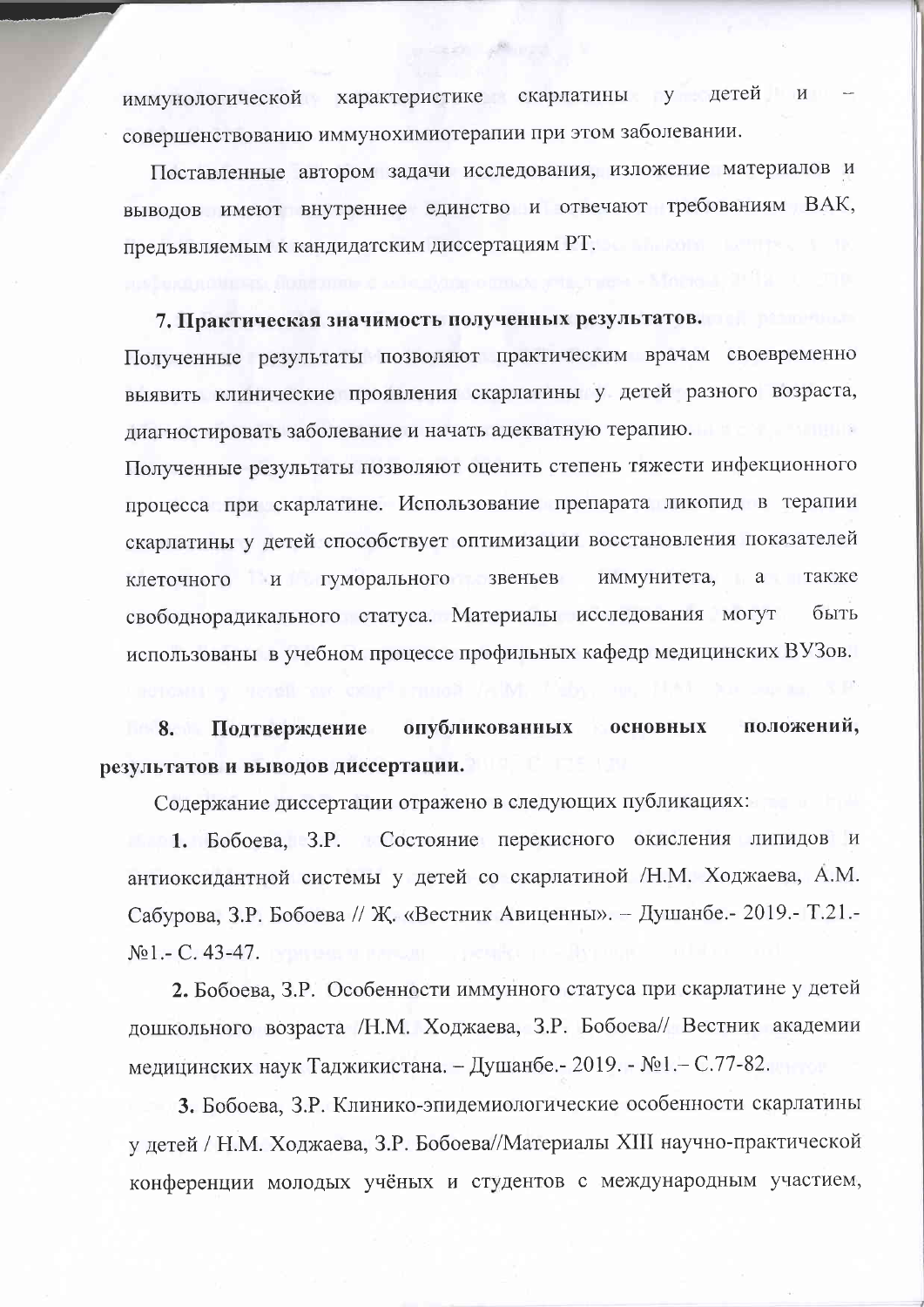иммунологической характеристике скарлатины у детей и – совершенствованию иммунохимиотерапии при этом заболевании.

Поставленные автором задачи исследования, изложение материалов и выводов имеют внутреннее единство и отвечают требованиям ВАК, предъявляемым к кандидатским диссертациям РТ.

**7. Практическая значимость полученных результатов.**

Полученные результаты позволяют практическим врачам своевременно выявить клинические проявления скарлатины у детей разного возраста, диагностировать заболевание и начать адекватную терапию.

Полученные результаты позволяют оценить степень тяжести инфекционного процесса при скарлатине. Использование препарата ликопид в терапии скарлатины у детей способствует оптимизации восстановления показателей клеточного и гуморального звеньев иммунитета, а также свободнорадикального статуса. Материалы исследования могут быть использованы в учебном процессе профильных кафедр медицинских ВУЗов.

**8. Подтверждение опубликованных основных положений, результатов и выводов диссертации.**

Содержание диссертации отражено в следующих публикациях:

**1.** Бобоева, З.Р. Состояние перекисного окисления липидов и антиоксидантной системы у детей со скарлатиной /Н.М. Ходжаева, А.М. Сабурова, З.Р. Бобоева // Ж. «Вестник Авиценны». – Душанбе.- 2019.- Т.21.- №1.- С. 43-47.

**2.** Бобоева, З.Р. Особенности иммунного статуса при скарлатине у детей дошкольного возраста /Н.М. Ходжаева, З.Р. Бобоева// Вестник академии медицинских наук Таджикистана. – Душанбе.- 2019. - №1.– С.77-82.

**3.** Бобоева, З.Р. Клинико-эпидемиологические особенности скарлатины у детей / Н.М. Ходжаева, З.Р. Бобоева//Материалы XIII научно-практической конференции молодых учёных и студентов с международным участием,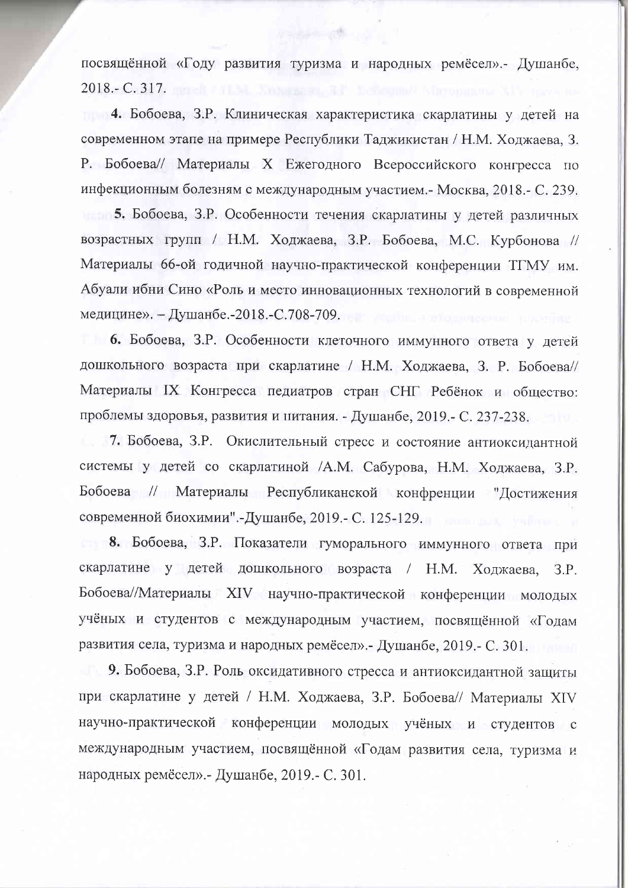посвящённой «Году развития туризма и народных ремёсел».- Душанбе, 2018.- С. 317.

**4.** Бобоева, З.Р. Клиническая характеристика скарлатины у детей на современном этапе на примере Республики Таджикистан / Н.М. Ходжаева, З. Р. Бобоева// Материалы X Ежегодного Всероссийского конгресса по инфекционным болезням с международным участием.- Москва, 2018.- С. 239.

**5.** Бобоева, З.Р. Особенности течения скарлатины у детей различных возрастных групп / Н.М. Ходжаева, З.Р. Бобоева, М.С. Курбонова // Материалы 66-ой годичной научно-практической конференции ТГМУ им. Абуали ибни Сино «Роль и место инновационных технологий в современной медицине». – Душанбе.-2018.-С.708-709.

**6.** Бобоева, З.Р. Особенности клеточного иммунного ответа у детей дошкольного возраста при скарлатине / Н.М. Ходжаева, З. Р. Бобоева// Материалы IX Конгресса педиатров стран СНГ Ребёнок и общество: проблемы здоровья, развития и питания. - Душанбе, 2019.- С. 237-238.

**7.** Бобоева, З.Р. Окислительный стресс и состояние антиоксидантной системы у детей со скарлатиной /А.М. Сабурова, Н.М. Ходжаева, З.Р. Бобоева // Материалы Республиканской конфренции "Достижения современной биохимии".-Душанбе, 2019.- С. 125-129.

**8.** Бобоева, З.Р. Показатели гуморального иммунного ответа при скарлатине у детей дошкольного возраста / Н.М. Ходжаева, З.Р. Бобоева//Материалы XIV научно-практической конференции молодых учёных и студентов с международным участием, посвящённой «Годам развития села, туризма и народных ремёсел».- Душанбе, 2019.- С. 301.

**9.** Бобоева, З.Р. Роль оксидативного стресса и антиоксидантной защиты при скарлатине у детей / Н.М. Ходжаева, З.Р. Бобоева// Материалы XIV научно-практической конференции молодых учёных и студентов с международным участием, посвящённой «Годам развития села, туризма и народных ремёсел».- Душанбе, 2019.- С. 301.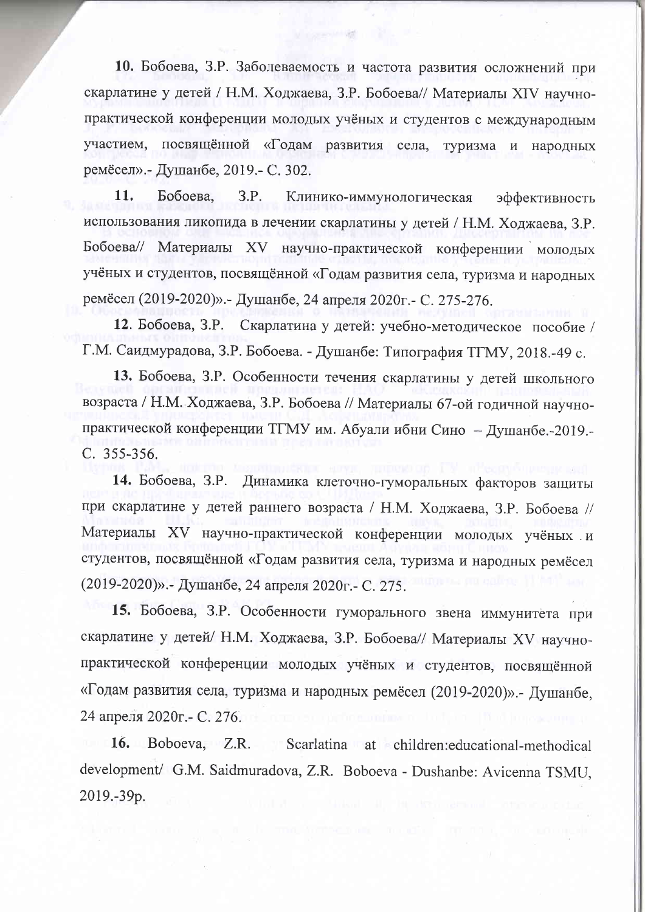**10.** Бобоева, З.Р. Заболеваемость и частота развития осложнений при скарлатине у детей / Н.М. Ходжаева, З.Р. Бобоева// Материалы XIV научно-практической конференции молодых учёных и студентов с международным участием, посвящённой «Годам развития села, туризма и народных ремёсел».- Душанбе, 2019.- С. 302.

**11.** Бобоева, З.Р. Клинико-иммунологическая эффективность использования ликопида в лечении скарлатины у детей / Н.М. Ходжаева, З.Р. Бобоева// Материалы XV научно-практической конференции молодых учёных и студентов, посвящённой «Годам развития села, туризма и народных ремёсел (2019-2020)».- Душанбе, 24 апреля 2020г.- С. 275-276.

**12.** Бобоева, З.Р. Скарлатина у детей: учебно-методическое пособие / Г.М. Саидмурадова, З.Р. Бобоева. - Душанбе: Типография ТГМУ, 2018.-49 с.

**13.** Бобоева, З.Р. Особенности течения скарлатины у детей школьного возраста / Н.М. Ходжаева, З.Р. Бобоева // Материалы 67-ой годичной научно-практической конференции ТГМУ им. Абуали ибни Сино – Душанбе.-2019.- С. 355-356.

**14.** Бобоева, З.Р. Динамика клеточно-гуморальных факторов защиты при скарлатине у детей раннего возраста / Н.М. Ходжаева, З.Р. Бобоева // Материалы XV научно-практической конференции молодых учёных и студентов, посвящённой «Годам развития села, туризма и народных ремёсел (2019-2020)».- Душанбе, 24 апреля 2020г.- С. 275.

**15.** Бобоева, З.Р. Особенности гуморального звена иммунитета при скарлатине у детей/ Н.М. Ходжаева, З.Р. Бобоева// Материалы XV научно-практической конференции молодых учёных и студентов, посвящённой «Годам развития села, туризма и народных ремёсел (2019-2020)».- Душанбе, 24 апреля 2020г.- С. 276.

**16.** Boboeva, Z.R. Scarlatina at children:educational-methodical development/ G.M. Saidmuradova, Z.R. Boboeva - Dushanbe: Avicenna TSMU, 2019.-39p.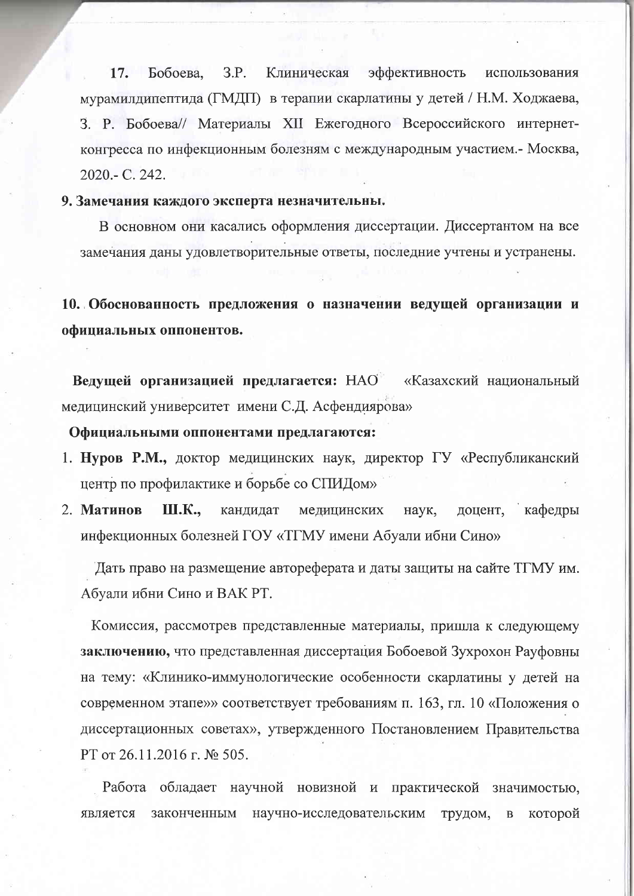17. Бобоева, З.Р. Клиническая эффективность использования мурамилдипептида (ГМДП) в терапии скарлатины у детей / Н.М. Ходжаева, З. Р. Бобоева// Материалы XII Ежегодного Всероссийского интернет-конгресса по инфекционным болезням с международным участием.- Москва, 2020.- С. 242.

**9. Замечания каждого эксперта незначительны.**

В основном они касались оформления диссертации. Диссертантом на все замечания даны удовлетворительные ответы, последние учтены и устранены.

**10. Обоснованность предложения о назначении ведущей организации и официальных оппонентов.**

**Ведущей организацией предлагается:** НАО «Казахский национальный медицинский университет имени С.Д. Асфендиярова»

**Официальными оппонентами предлагаются:**

1. **Нуров Р.М.,** доктор медицинских наук, директор ГУ «Республиканский центр по профилактике и борьбе со СПИДом»
2. **Матинов Ш.К.,** кандидат медицинских наук, доцент, кафедры инфекционных болезней ГОУ «ТГМУ имени Абуали ибни Сино»

Дать право на размещение автореферата и даты защиты на сайте ТГМУ им. Абуали ибни Сино и ВАК РТ.

Комиссия, рассмотрев представленные материалы, пришла к следующему **заключению,** что представленная диссертация Бобоевой Зухрохон Рауфовны на тему: «Клинико-иммунологические особенности скарлатины у детей на современном этапе»» соответствует требованиям п. 163, гл. 10 «Положения о диссертационных советах», утвержденного Постановлением Правительства РТ от 26.11.2016 г. № 505.

Работа обладает научной новизной и практической значимостью, является законченным научно-исследовательским трудом, в которой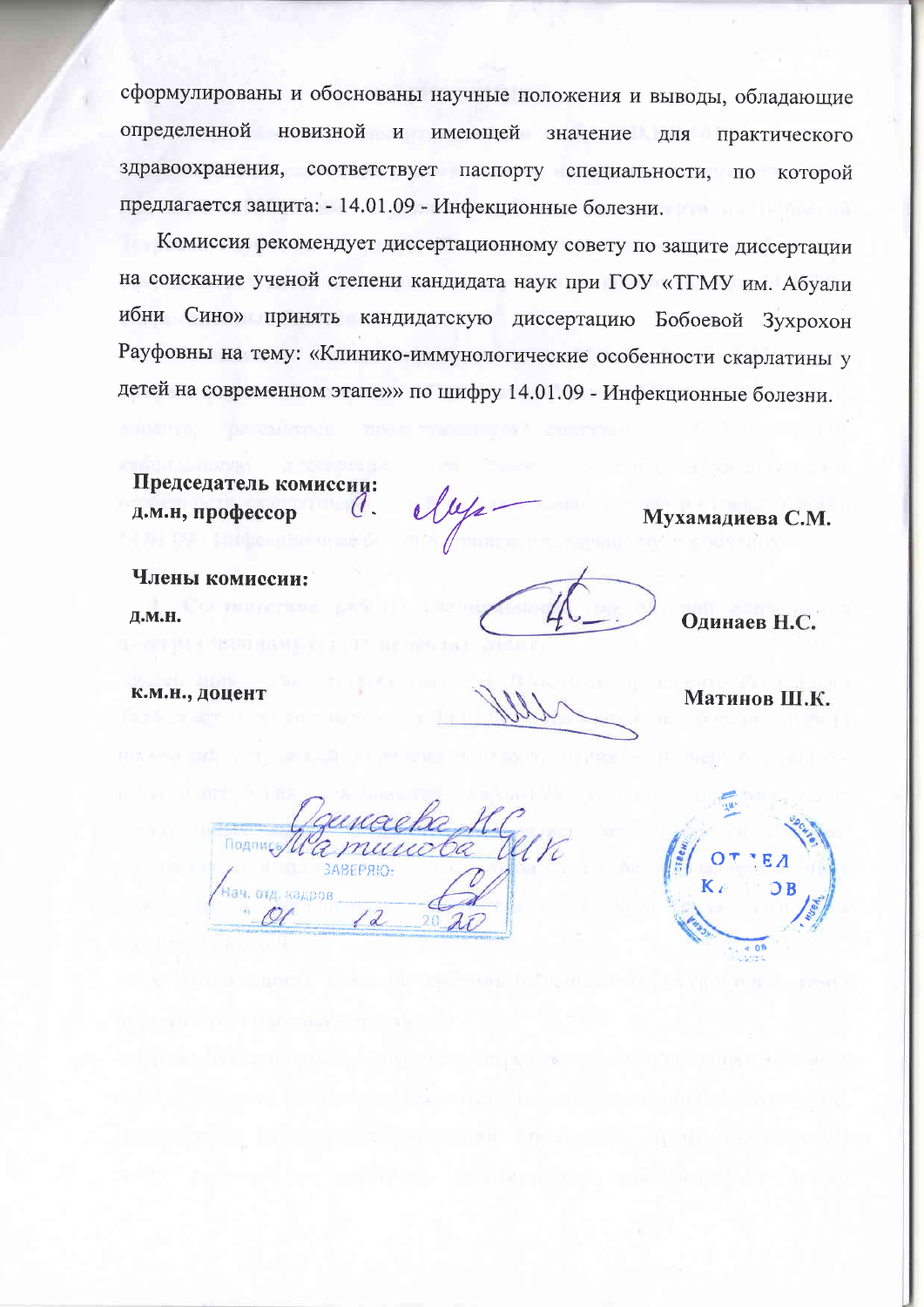сформулированы и обоснованы научные положения и выводы, обладающие определенной новизной и имеющей значение для практического здравоохранения, соответствует паспорту специальности, по которой предлагается защита: - 14.01.09 - Инфекционные болезни.

Комиссия рекомендует диссертационному совету по защите диссертации на соискание ученой степени кандидата наук при ГОУ «ТГМУ им. Абуали ибни Сино» принять кандидатскую диссертацию Бобоевой Зухрохон Рауфовны на тему: «Клинико-иммунологические особенности скарлатины у детей на современном этапе»» по шифру 14.01.09 - Инфекционные болезни.

**Председатель комиссии:**
**д.м.н, профессор** **Мухамадиева С.М.**

**Члены комиссии:**
**д.м.н.** **Одинаев Н.С.**

**к.м.н., доцент** **Матинов Ш.К.**

Подпись Одинаева Н.С. Матинова Ш.К.
ЗАВЕРЯЮ:
Нач. отд. кадров
« 01 » 12 20 20

ОТДЕЛ КАДРОВ